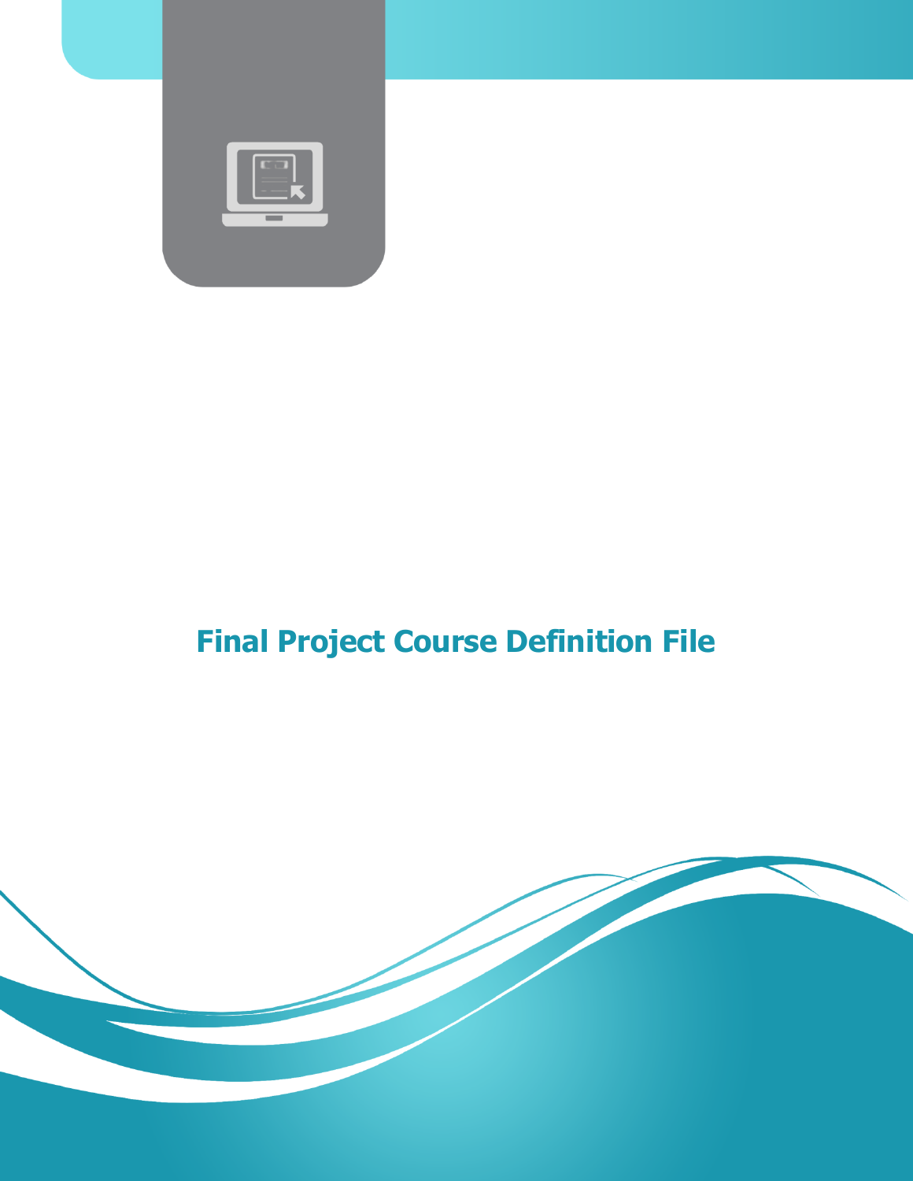# Final Project Course Definition File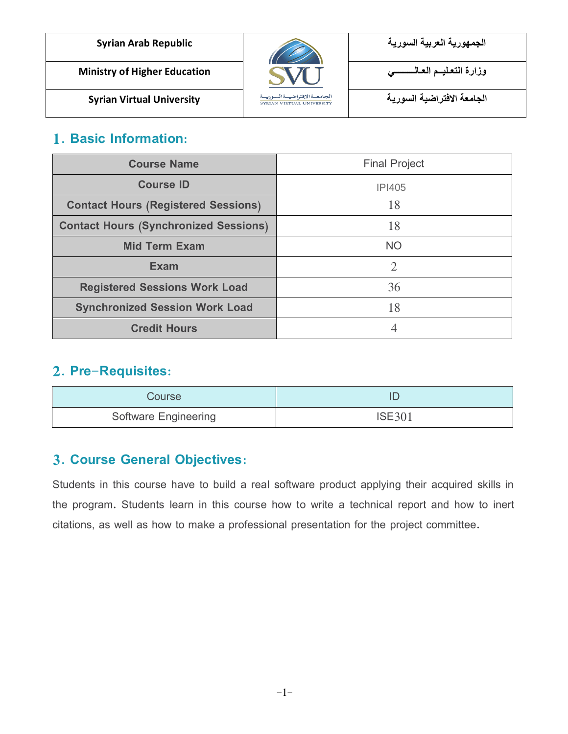| Syrian Arab Republic | | الجمهورية العربية السورية |
|---|---|---|
| Ministry of Higher Education | | وزارة التعليـم العالــــــي |
| Syrian Virtual University | | الجامعة الافتراضية السورية |

## 1. Basic Information:

| Course Name | Final Project |
|---|---|
| Course ID | IPI405 |
| Contact Hours (Registered Sessions) | 18 |
| Contact Hours (Synchronized Sessions) | 18 |
| Mid Term Exam | NO |
| Exam | 2 |
| Registered Sessions Work Load | 36 |
| Synchronized Session Work Load | 18 |
| Credit Hours | 4 |

## 2. Pre-Requisites:

| Course | ID |
|---|---|
| Software Engineering | ISE301 |

## 3. Course General Objectives:

Students in this course have to build a real software product applying their acquired skills in the program. Students learn in this course how to write a technical report and how to inert citations, as well as how to make a professional presentation for the project committee.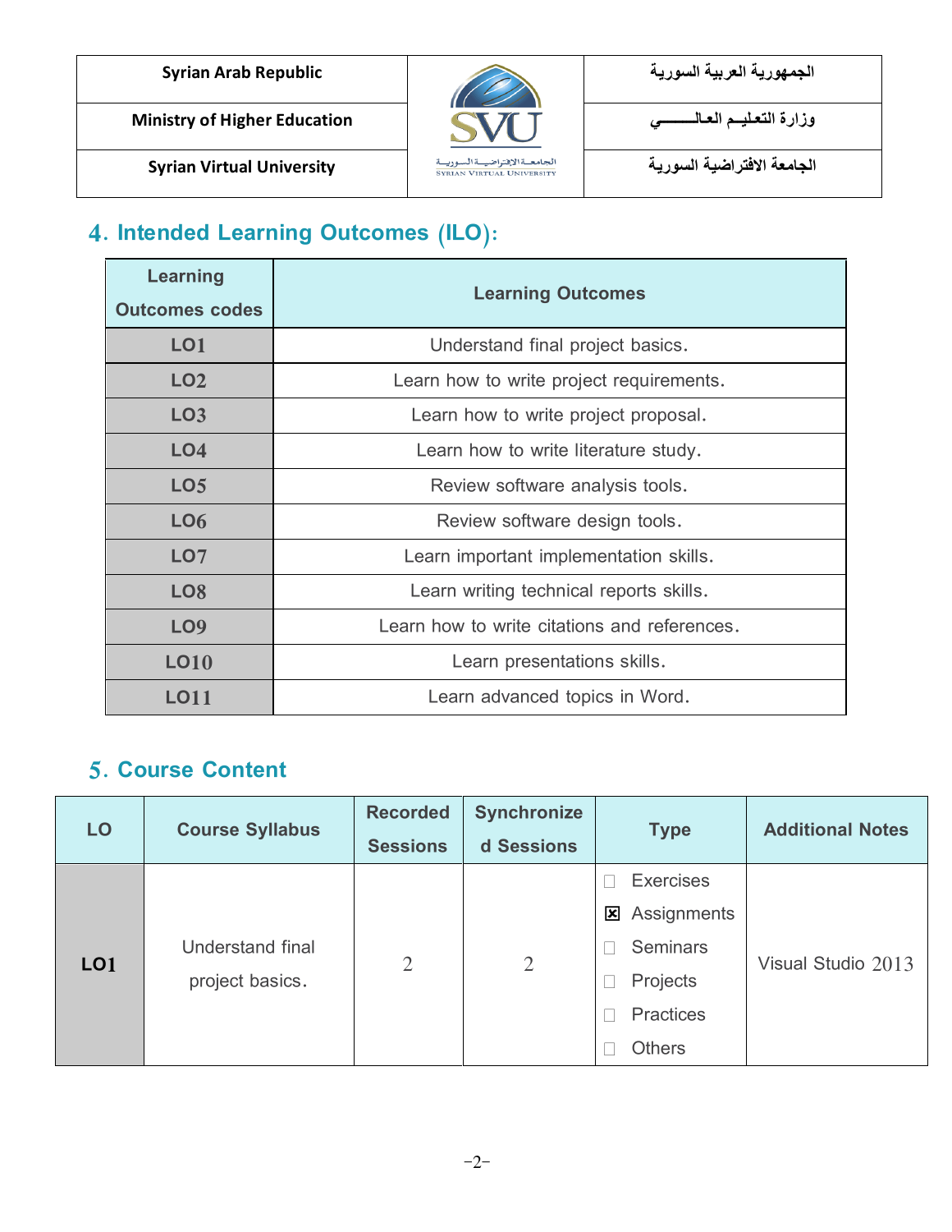| Syrian Arab Republic | | الجمهورية العربية السورية |
| --- | --- | --- |
| Ministry of Higher Education | | وزارة التعليـم العالـــــي |
| Syrian Virtual University | | الجامعة الافتراضية السورية |

## 4. Intended Learning Outcomes (ILO):

| Learning Outcomes codes | Learning Outcomes |
| --- | --- |
| LO1 | Understand final project basics. |
| LO2 | Learn how to write project requirements. |
| LO3 | Learn how to write project proposal. |
| LO4 | Learn how to write literature study. |
| LO5 | Review software analysis tools. |
| LO6 | Review software design tools. |
| LO7 | Learn important implementation skills. |
| LO8 | Learn writing technical reports skills. |
| LO9 | Learn how to write citations and references. |
| LO10 | Learn presentations skills. |
| LO11 | Learn advanced topics in Word. |

## 5. Course Content

| LO | Course Syllabus | Recorded Sessions | Synchronized Sessions | Type | Additional Notes |
| --- | --- | --- | --- | --- | --- |
| LO1 | Understand final project basics. | 2 | 2 | ☐ Exercises<br>☒ Assignments<br>☐ Seminars<br>☐ Projects<br>☐ Practices<br>☐ Others | Visual Studio 2013 |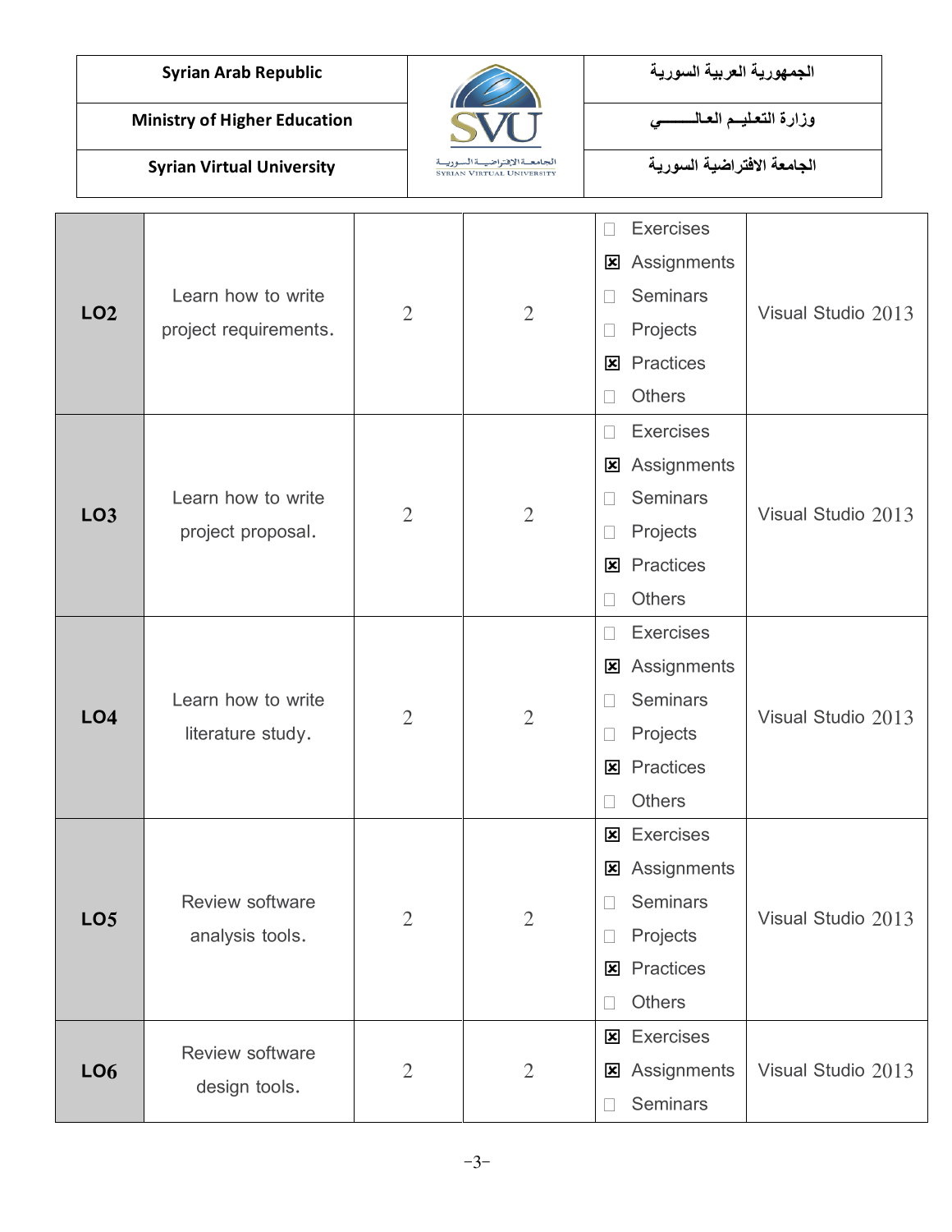| | | | | | |
|---|---|---|---|---|---|
| **LO2** | Learn how to write project requirements. | 2 | 2 | ☐ Exercises<br>☒ Assignments<br>☐ Seminars<br>☐ Projects<br>☒ Practices<br>☐ Others | Visual Studio 2013 |
| **LO3** | Learn how to write project proposal. | 2 | 2 | ☐ Exercises<br>☒ Assignments<br>☐ Seminars<br>☐ Projects<br>☒ Practices<br>☐ Others | Visual Studio 2013 |
| **LO4** | Learn how to write literature study. | 2 | 2 | ☐ Exercises<br>☒ Assignments<br>☐ Seminars<br>☐ Projects<br>☒ Practices<br>☐ Others | Visual Studio 2013 |
| **LO5** | Review software analysis tools. | 2 | 2 | ☒ Exercises<br>☒ Assignments<br>☐ Seminars<br>☐ Projects<br>☒ Practices<br>☐ Others | Visual Studio 2013 |
| **LO6** | Review software design tools. | 2 | 2 | ☒ Exercises<br>☒ Assignments<br>☐ Seminars | Visual Studio 2013 |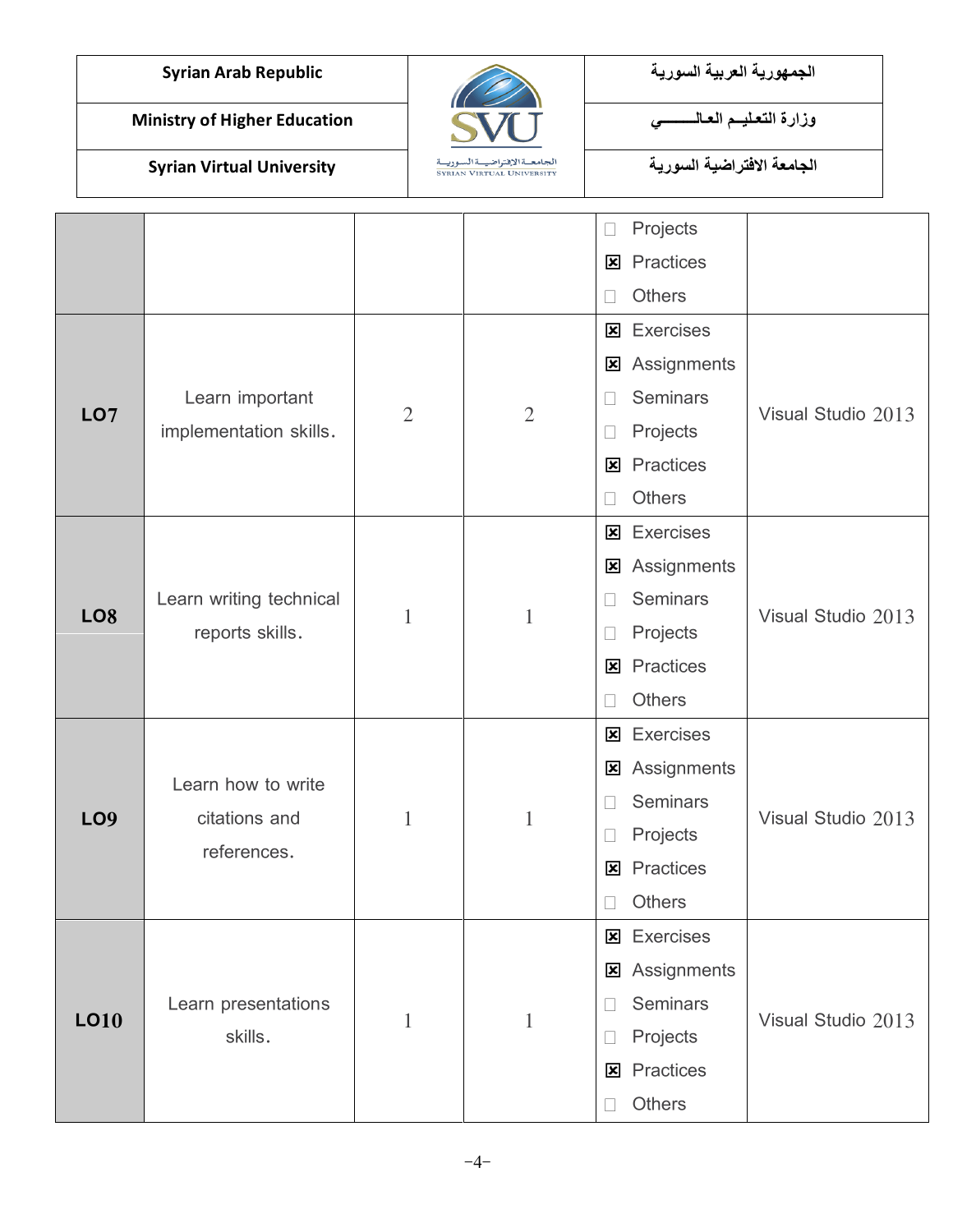| | | | | ☐ Projects<br>☒ Practices<br>☐ Others | |
|---|---|---|---|---|---|
| **LO7** | Learn important implementation skills. | 2 | 2 | ☒ Exercises<br>☒ Assignments<br>☐ Seminars<br>☐ Projects<br>☒ Practices<br>☐ Others | Visual Studio 2013 |
| **LO8** | Learn writing technical reports skills. | 1 | 1 | ☒ Exercises<br>☒ Assignments<br>☐ Seminars<br>☐ Projects<br>☒ Practices<br>☐ Others | Visual Studio 2013 |
| **LO9** | Learn how to write citations and references. | 1 | 1 | ☒ Exercises<br>☒ Assignments<br>☐ Seminars<br>☐ Projects<br>☒ Practices<br>☐ Others | Visual Studio 2013 |
| **LO10** | Learn presentations skills. | 1 | 1 | ☒ Exercises<br>☒ Assignments<br>☐ Seminars<br>☐ Projects<br>☒ Practices<br>☐ Others | Visual Studio 2013 |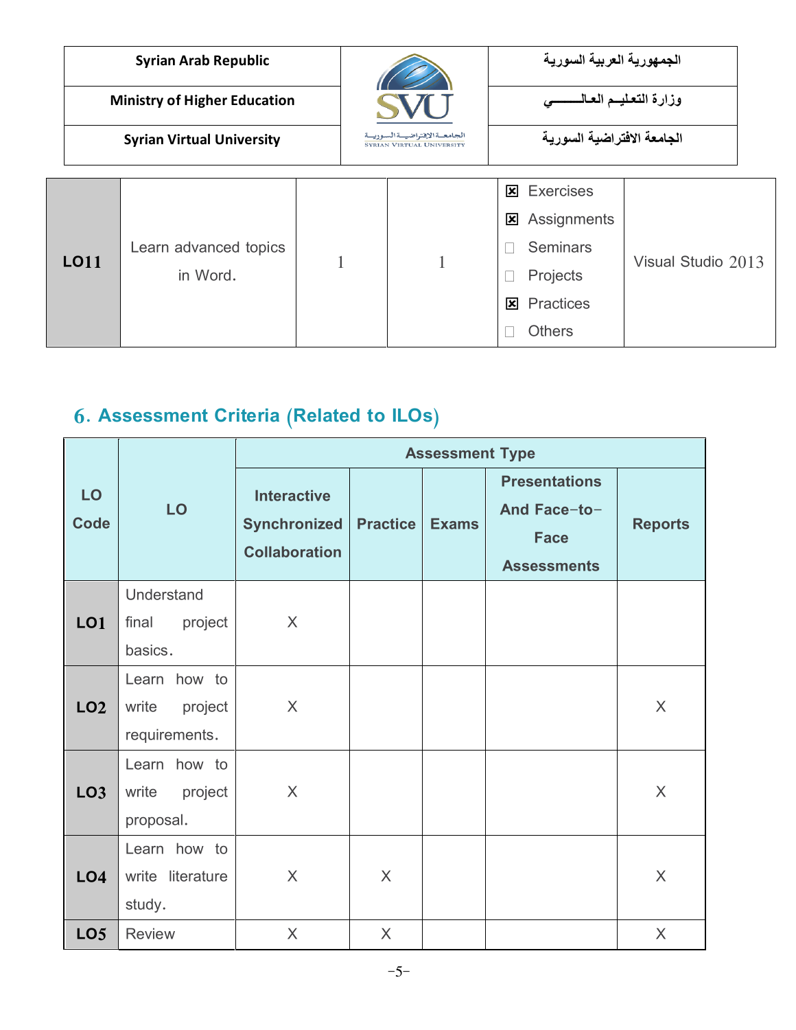| | | | | | |
|---|---|---|---|---|---|
| **LO11** | Learn advanced topics in Word. | 1 | 1 | ☒ Exercises<br>☒ Assignments<br>☐ Seminars<br>☐ Projects<br>☒ Practices<br>☐ Others | Visual Studio 2013 |

## 6. Assessment Criteria (Related to ILOs)

| LO Code | LO | Assessment Type | | | | |
|---|---|---|---|---|---|---|
| | | Interactive Synchronized Collaboration | Practice | Exams | Presentations And Face-to-Face Assessments | Reports |
| **LO1** | Understand final project basics. | X | | | | |
| **LO2** | Learn how to write project requirements. | X | | | | X |
| **LO3** | Learn how to write project proposal. | X | | | | X |
| **LO4** | Learn how to write literature study. | X | X | | | X |
| **LO5** | Review | X | X | | | X |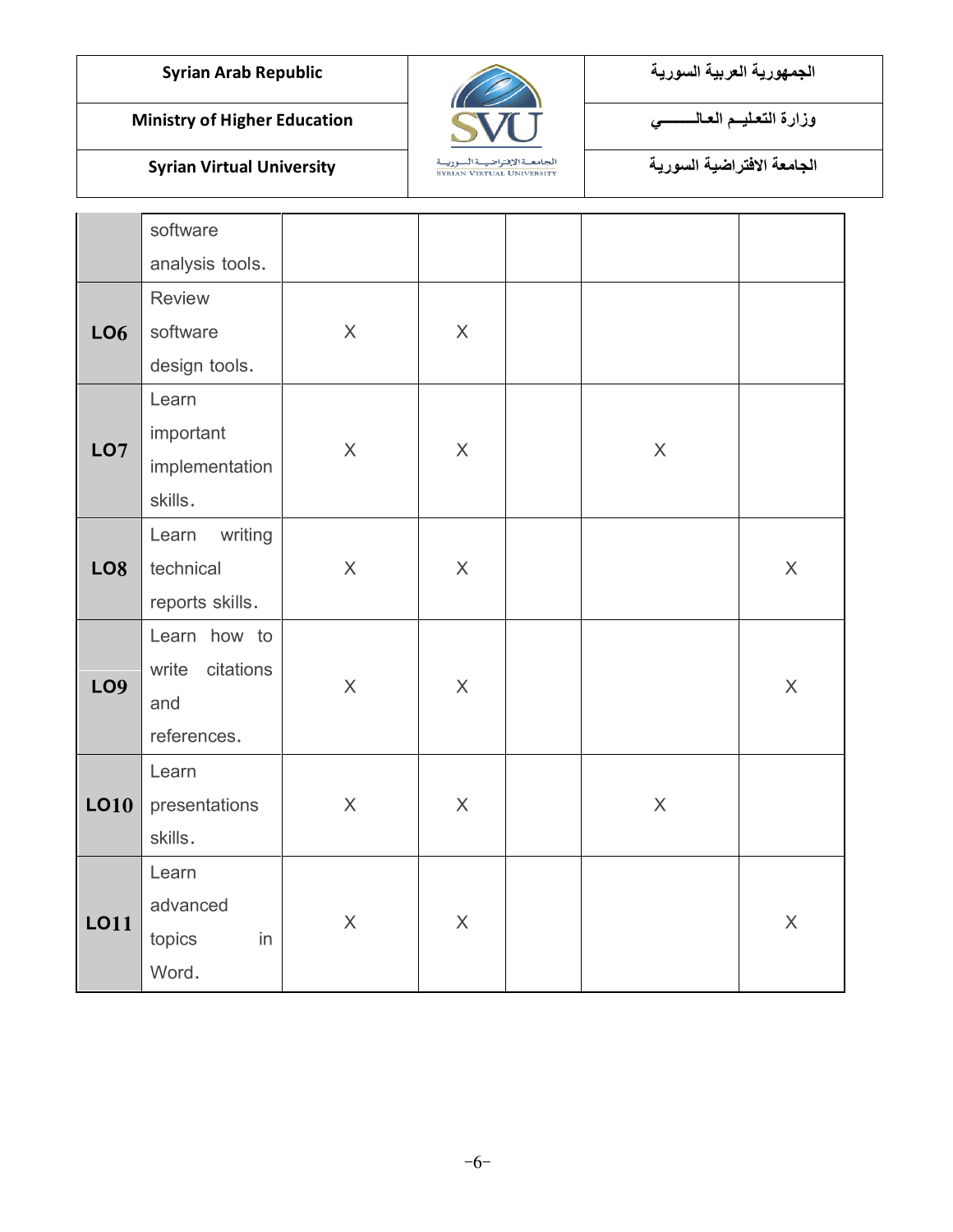| | | | | | | |
|---|---|---|---|---|---|---|
| | software analysis tools. | | | | | |
| **LO6** | Review software design tools. | X | X | | | |
| **LO7** | Learn important implementation skills. | X | X | | X | |
| **LO8** | Learn writing technical reports skills. | X | X | | | X |
| **LO9** | Learn how to write citations and references. | X | X | | | X |
| **LO10** | Learn presentations skills. | X | X | | X | |
| **LO11** | Learn advanced topics in Word. | X | X | | | X |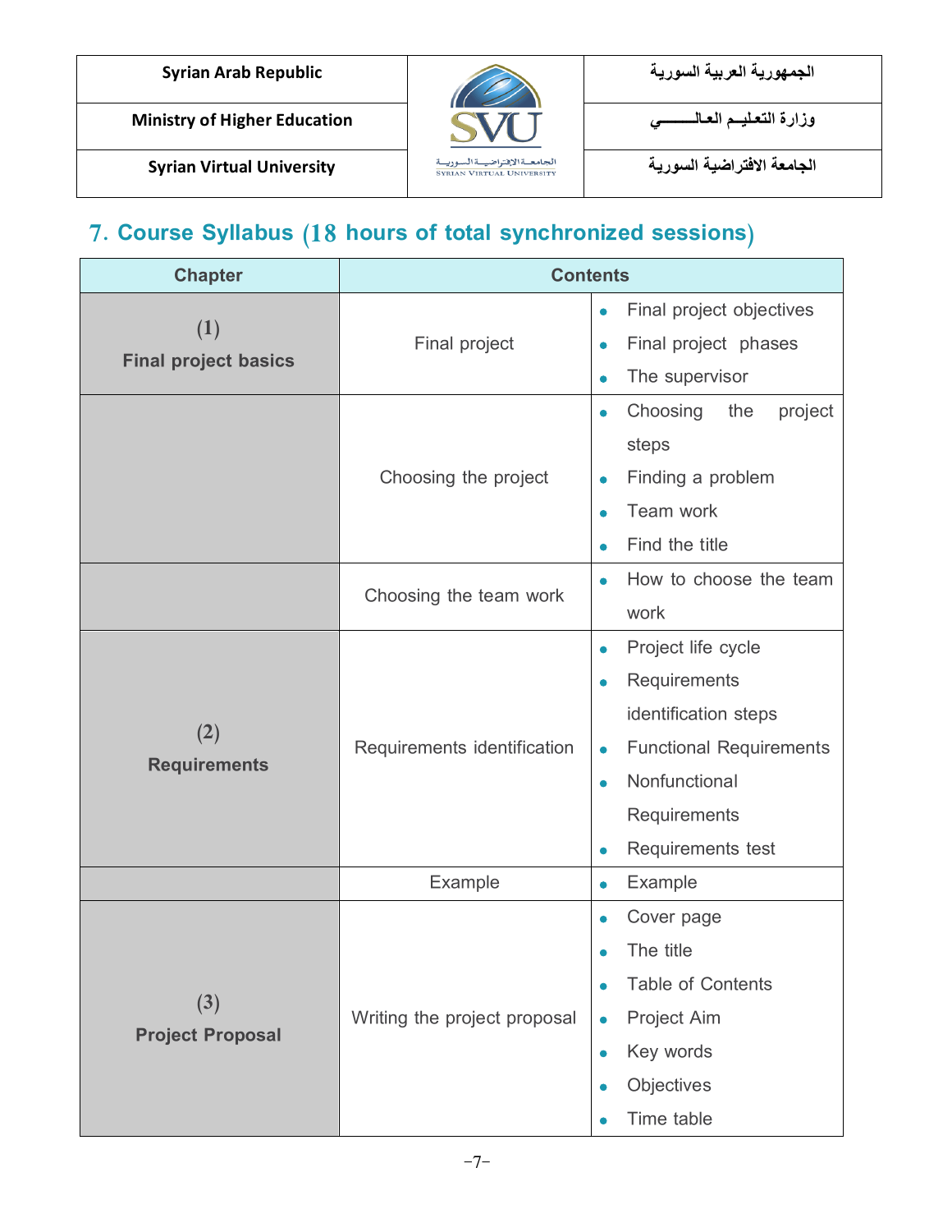## 7. Course Syllabus (18 hours of total synchronized sessions)

| Chapter | Contents | |
|---|---|---|
| (1) Final project basics | Final project | • Final project objectives<br>• Final project phases<br>• The supervisor |
| | Choosing the project | • Choosing the project steps<br>• Finding a problem<br>• Team work<br>• Find the title |
| | Choosing the team work | • How to choose the team work |
| (2) Requirements | Requirements identification | • Project life cycle<br>• Requirements identification steps<br>• Functional Requirements<br>• Nonfunctional Requirements<br>• Requirements test |
| | Example | • Example |
| (3) Project Proposal | Writing the project proposal | • Cover page<br>• The title<br>• Table of Contents<br>• Project Aim<br>• Key words<br>• Objectives<br>• Time table |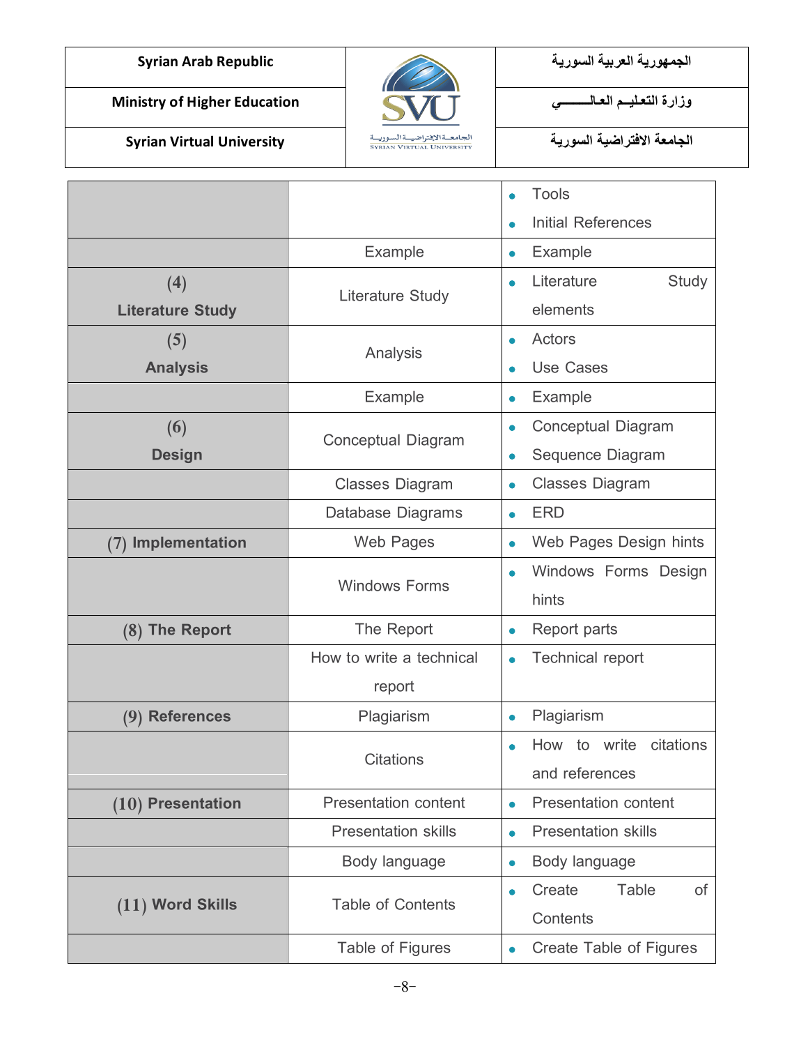| | | |
|---|---|---|
| | | • Tools<br>• Initial References |
| | Example | • Example |
| **(4)**<br>**Literature Study** | Literature Study | • Literature Study elements |
| **(5)**<br>**Analysis** | Analysis | • Actors<br>• Use Cases |
| | Example | • Example |
| **(6)**<br>**Design** | Conceptual Diagram | • Conceptual Diagram<br>• Sequence Diagram |
| | Classes Diagram | • Classes Diagram |
| | Database Diagrams | • ERD |
| **(7) Implementation** | Web Pages | • Web Pages Design hints |
| | Windows Forms | • Windows Forms Design hints |
| **(8) The Report** | The Report | • Report parts |
| | How to write a technical report | • Technical report |
| **(9) References** | Plagiarism | • Plagiarism |
| | Citations | • How to write citations and references |
| **(10) Presentation** | Presentation content | • Presentation content |
| | Presentation skills | • Presentation skills |
| | Body language | • Body language |
| **(11) Word Skills** | Table of Contents | • Create Table of Contents |
| | Table of Figures | • Create Table of Figures |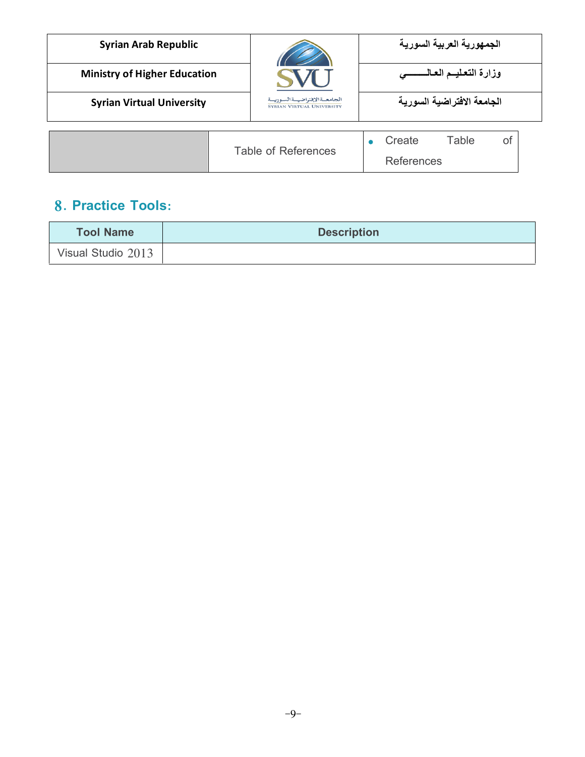| Syrian Arab Republic | | الجمهورية العربية السورية |
|---|---|---|
| Ministry of Higher Education | | وزارة التعليم العالي |
| Syrian Virtual University | | الجامعة الافتراضية السورية |

| | | |
|---|---|---|
| | Table of References | • Create Table of References |

## 8. Practice Tools:

| Tool Name | Description |
|---|---|
| Visual Studio 2013 | |